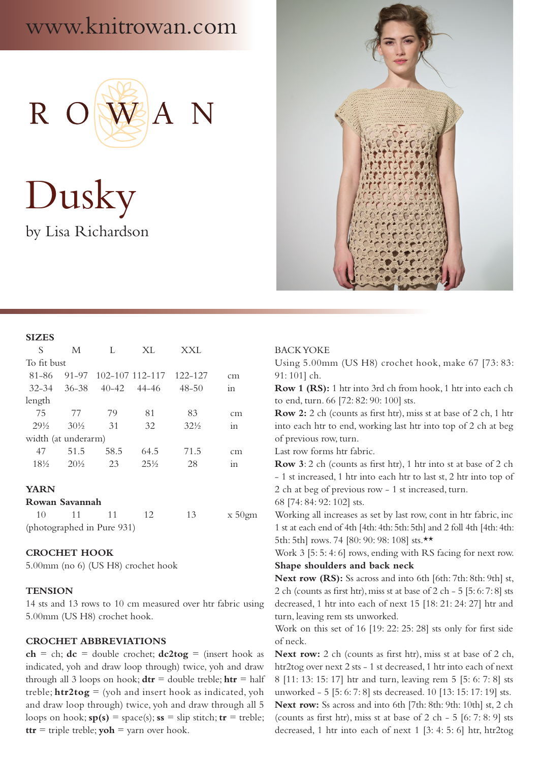www.knitrowan.com

ROWAN

# Dusky

by Lisa Richardson

## SIZES

| | S | M | L | XL | XXL | |
|---|---|---|---|---|---|---|
| To fit bust | | | | | | |
| | 81-86 | 91-97 | 102-107 | 112-117 | 122-127 | cm |
| | 32-34 | 36-38 | 40-42 | 44-46 | 48-50 | in |
| length | | | | | | |
| | 75 | 77 | 79 | 81 | 83 | cm |
| | 29½ | 30½ | 31 | 32 | 32½ | in |
| width (at underarm) | | | | | | |
| | 47 | 51.5 | 58.5 | 64.5 | 71.5 | cm |
| | 18½ | 20½ | 23 | 25½ | 28 | in |

## YARN

**Rowan Savannah**

| 10 | 11 | 11 | 12 | 13 | x 50gm |
|---|---|---|---|---|---|

(photographed in Pure 931)

## CROCHET HOOK

5.00mm (no 6) (US H8) crochet hook

## TENSION

14 sts and 13 rows to 10 cm measured over htr fabric using 5.00mm (US H8) crochet hook.

## CROCHET ABBREVIATIONS

**ch** = ch; **dc** = double crochet; **dc2tog** = (insert hook as indicated, yoh and draw loop through) twice, yoh and draw through all 3 loops on hook; **dtr** = double treble; **htr** = half treble; **htr2tog** = (yoh and insert hook as indicated, yoh and draw loop through) twice, yoh and draw through all 5 loops on hook; **sp(s)** = space(s); **ss** = slip stitch; **tr** = treble; **ttr** = triple treble; **yoh** = yarn over hook.

## BACK YOKE

Using 5.00mm (US H8) crochet hook, make 67 [73: 83: 91: 101] ch.

**Row 1 (RS):** 1 htr into 3rd ch from hook, 1 htr into each ch to end, turn. 66 [72: 82: 90: 100] sts.

**Row 2:** 2 ch (counts as first htr), miss st at base of 2 ch, 1 htr into each htr to end, working last htr into top of 2 ch at beg of previous row, turn.

Last row forms htr fabric.

**Row 3**: 2 ch (counts as first htr), 1 htr into st at base of 2 ch - 1 st increased, 1 htr into each htr to last st, 2 htr into top of 2 ch at beg of previous row - 1 st increased, turn.

68 [74: 84: 92: 102] sts.

Working all increases as set by last row, cont in htr fabric, inc 1 st at each end of 4th [4th: 4th: 5th: 5th] and 2 foll 4th [4th: 4th: 5th: 5th] rows. 74 [80: 90: 98: 108] sts.**

Work 3 [5: 5: 4: 6] rows, ending with RS facing for next row.

**Shape shoulders and back neck**

**Next row (RS):** Ss across and into 6th [6th: 7th: 8th: 9th] st, 2 ch (counts as first htr), miss st at base of 2 ch - 5 [5: 6: 7: 8] sts decreased, 1 htr into each of next 15 [18: 21: 24: 27] htr and turn, leaving rem sts unworked.

Work on this set of 16 [19: 22: 25: 28] sts only for first side of neck.

**Next row:** 2 ch (counts as first htr), miss st at base of 2 ch, htr2tog over next 2 sts - 1 st decreased, 1 htr into each of next 8 [11: 13: 15: 17] htr and turn, leaving rem 5 [5: 6: 7: 8] sts unworked - 5 [5: 6: 7: 8] sts decreased. 10 [13: 15: 17: 19] sts.

**Next row:** Ss across and into 6th [7th: 8th: 9th: 10th] st, 2 ch (counts as first htr), miss st at base of 2 ch - 5 [6: 7: 8: 9] sts decreased, 1 htr into each of next 1 [3: 4: 5: 6] htr, htr2tog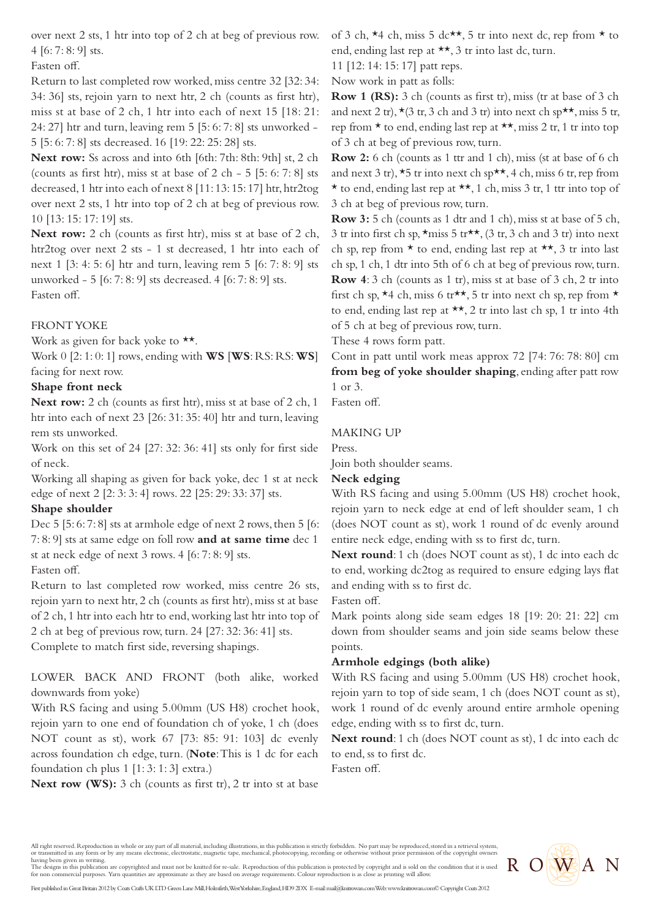over next 2 sts, 1 htr into top of 2 ch at beg of previous row. 4 [6: 7: 8: 9] sts.

Fasten off.

Return to last completed row worked, miss centre 32 [32: 34: 34: 36] sts, rejoin yarn to next htr, 2 ch (counts as first htr), miss st at base of 2 ch, 1 htr into each of next 15 [18: 21: 24: 27] htr and turn, leaving rem 5 [5: 6: 7: 8] sts unworked - 5 [5: 6: 7: 8] sts decreased. 16 [19: 22: 25: 28] sts.

**Next row:** Ss across and into 6th [6th: 7th: 8th: 9th] st, 2 ch (counts as first htr), miss st at base of 2 ch - 5 [5: 6: 7: 8] sts decreased, 1 htr into each of next 8 [11: 13: 15: 17] htr, htr2tog over next 2 sts, 1 htr into top of 2 ch at beg of previous row. 10 [13: 15: 17: 19] sts.

**Next row:** 2 ch (counts as first htr), miss st at base of 2 ch, htr2tog over next 2 sts - 1 st decreased, 1 htr into each of next 1 [3: 4: 5: 6] htr and turn, leaving rem 5 [6: 7: 8: 9] sts unworked - 5 [6: 7: 8: 9] sts decreased. 4 [6: 7: 8: 9] sts.

Fasten off.

FRONT YOKE

Work as given for back yoke to **.

Work 0 [2: 1: 0: 1] rows, ending with **WS** [**WS**: RS: RS: **WS**] facing for next row.

**Shape front neck**

**Next row:** 2 ch (counts as first htr), miss st at base of 2 ch, 1 htr into each of next 23 [26: 31: 35: 40] htr and turn, leaving rem sts unworked.

Work on this set of 24 [27: 32: 36: 41] sts only for first side of neck.

Working all shaping as given for back yoke, dec 1 st at neck edge of next 2 [2: 3: 3: 4] rows. 22 [25: 29: 33: 37] sts.

**Shape shoulder**

Dec 5 [5: 6: 7: 8] sts at armhole edge of next 2 rows, then 5 [6: 7: 8: 9] sts at same edge on foll row **and at same time** dec 1 st at neck edge of next 3 rows. 4 [6: 7: 8: 9] sts.

Fasten off.

Return to last completed row worked, miss centre 26 sts, rejoin yarn to next htr, 2 ch (counts as first htr), miss st at base of 2 ch, 1 htr into each htr to end, working last htr into top of 2 ch at beg of previous row, turn. 24 [27: 32: 36: 41] sts.

Complete to match first side, reversing shapings.

LOWER BACK AND FRONT (both alike, worked downwards from yoke)

With RS facing and using 5.00mm (US H8) crochet hook, rejoin yarn to one end of foundation ch of yoke, 1 ch (does NOT count as st), work 67 [73: 85: 91: 103] dc evenly across foundation ch edge, turn. (**Note**: This is 1 dc for each foundation ch plus 1 [1: 3: 1: 3] extra.)

**Next row (WS):** 3 ch (counts as first tr), 2 tr into st at base of 3 ch, *4 ch, miss 5 dc**, 5 tr into next dc, rep from * to end, ending last rep at **, 3 tr into last dc, turn.

11 [12: 14: 15: 17] patt reps.

Now work in patt as folls:

**Row 1 (RS):** 3 ch (counts as first tr), miss (tr at base of 3 ch and next 2 tr), *(3 tr, 3 ch and 3 tr) into next ch sp**, miss 5 tr, rep from * to end, ending last rep at **, miss 2 tr, 1 tr into top of 3 ch at beg of previous row, turn.

**Row 2:** 6 ch (counts as 1 ttr and 1 ch), miss (st at base of 6 ch and next 3 tr), *5 tr into next ch sp**, 4 ch, miss 6 tr, rep from * to end, ending last rep at **, 1 ch, miss 3 tr, 1 ttr into top of 3 ch at beg of previous row, turn.

**Row 3:** 5 ch (counts as 1 dtr and 1 ch), miss st at base of 5 ch, 3 tr into first ch sp, *miss 5 tr**, (3 tr, 3 ch and 3 tr) into next ch sp, rep from * to end, ending last rep at **, 3 tr into last ch sp, 1 ch, 1 dtr into 5th of 6 ch at beg of previous row, turn.

**Row 4**: 3 ch (counts as 1 tr), miss st at base of 3 ch, 2 tr into first ch sp, *4 ch, miss 6 tr**, 5 tr into next ch sp, rep from * to end, ending last rep at **, 2 tr into last ch sp, 1 tr into 4th of 5 ch at beg of previous row, turn.

These 4 rows form patt.

Cont in patt until work meas approx 72 [74: 76: 78: 80] cm **from beg of yoke shoulder shaping**, ending after patt row 1 or 3.

Fasten off.

MAKING UP

Press.

Join both shoulder seams.

**Neck edging**

With RS facing and using 5.00mm (US H8) crochet hook, rejoin yarn to neck edge at end of left shoulder seam, 1 ch (does NOT count as st), work 1 round of dc evenly around entire neck edge, ending with ss to first dc, turn.

**Next round**: 1 ch (does NOT count as st), 1 dc into each dc to end, working dc2tog as required to ensure edging lays flat and ending with ss to first dc.

Fasten off.

Mark points along side seam edges 18 [19: 20: 21: 22] cm down from shoulder seams and join side seams below these points.

**Armhole edgings (both alike)**

With RS facing and using 5.00mm (US H8) crochet hook, rejoin yarn to top of side seam, 1 ch (does NOT count as st), work 1 round of dc evenly around entire armhole opening edge, ending with ss to first dc, turn.

**Next round**: 1 ch (does NOT count as st), 1 dc into each dc to end, ss to first dc.

Fasten off.

All right reserved. Reproduction in whole or any part of all material, including illustrations, in this publication is strictly forbidden. No part may be reproduced, stored in a retrieval system, or transmitted in any form or by any means electronic, electrostatic, magnetic tape, mechanical, photocopying, recording or otherwise without prior permission of the copyright owners having been given in writing.
The designs in this publication are copyrighted and must not be knitted for re-sale. Reproduction of this publication is protected by copyright and is sold on the condition that it is used for non commercial purposes. Yarn quantities are approximate as they are based on average requirements. Colour reproduction is as close as printing will allow.

First published in Great Britain 2012 by Coats Crafts UK LTD Green Lane Mill, Holmfirth, West Yorkshire, England, HD9 2DX E-mail: mail@knitrowan.com Web: www.knitrowan.com © Copyright Coats 2012

ROWAN